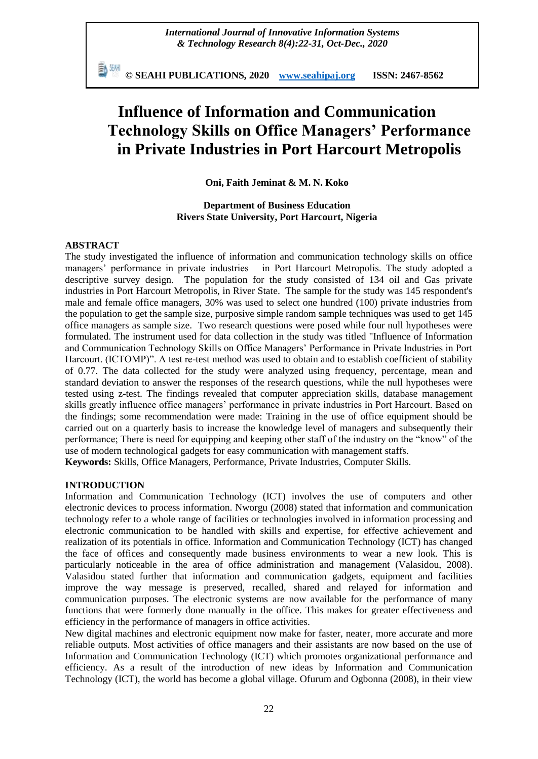# Influence of Information and Communication Technology Skills on Office Managers' Performance in Private Industries in Port Harcourt Metropolis

**Oni, Faith Jeminat & M. N. Koko**

**Department of Business Education**
**Rivers State University, Port Harcourt, Nigeria**

## ABSTRACT

The study investigated the influence of information and communication technology skills on office managers' performance in private industries in Port Harcourt Metropolis. The study adopted a descriptive survey design. The population for the study consisted of 134 oil and Gas private industries in Port Harcourt Metropolis, in River State. The sample for the study was 145 respondent's male and female office managers, 30% was used to select one hundred (100) private industries from the population to get the sample size, purposive simple random sample techniques was used to get 145 office managers as sample size. Two research questions were posed while four null hypotheses were formulated. The instrument used for data collection in the study was titled "Influence of Information and Communication Technology Skills on Office Managers' Performance in Private Industries in Port Harcourt. (ICTOMP)". A test re-test method was used to obtain and to establish coefficient of stability of 0.77. The data collected for the study were analyzed using frequency, percentage, mean and standard deviation to answer the responses of the research questions, while the null hypotheses were tested using z-test. The findings revealed that computer appreciation skills, database management skills greatly influence office managers' performance in private industries in Port Harcourt. Based on the findings; some recommendation were made: Training in the use of office equipment should be carried out on a quarterly basis to increase the knowledge level of managers and subsequently their performance; There is need for equipping and keeping other staff of the industry on the "know" of the use of modern technological gadgets for easy communication with management staffs.

**Keywords:** Skills, Office Managers, Performance, Private Industries, Computer Skills.

## INTRODUCTION

Information and Communication Technology (ICT) involves the use of computers and other electronic devices to process information. Nworgu (2008) stated that information and communication technology refer to a whole range of facilities or technologies involved in information processing and electronic communication to be handled with skills and expertise, for effective achievement and realization of its potentials in office. Information and Communication Technology (ICT) has changed the face of offices and consequently made business environments to wear a new look. This is particularly noticeable in the area of office administration and management (Valasidou, 2008). Valasidou stated further that information and communication gadgets, equipment and facilities improve the way message is preserved, recalled, shared and relayed for information and communication purposes. The electronic systems are now available for the performance of many functions that were formerly done manually in the office. This makes for greater effectiveness and efficiency in the performance of managers in office activities.

New digital machines and electronic equipment now make for faster, neater, more accurate and more reliable outputs. Most activities of office managers and their assistants are now based on the use of Information and Communication Technology (ICT) which promotes organizational performance and efficiency. As a result of the introduction of new ideas by Information and Communication Technology (ICT), the world has become a global village. Ofurum and Ogbonna (2008), in their view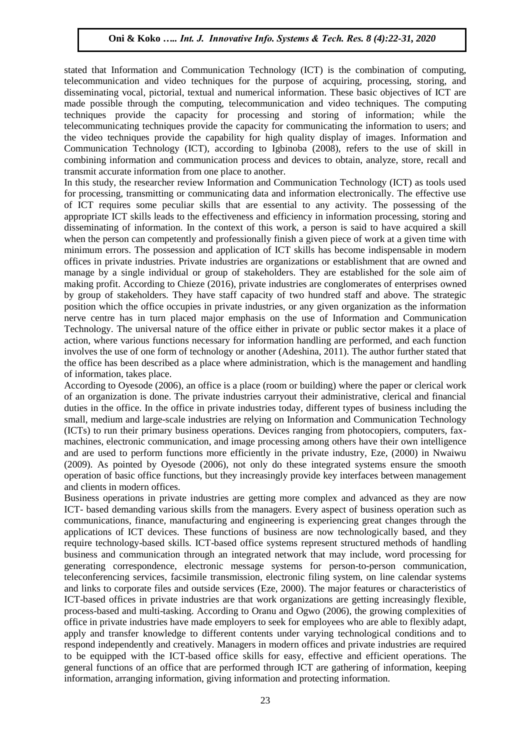stated that Information and Communication Technology (ICT) is the combination of computing, telecommunication and video techniques for the purpose of acquiring, processing, storing, and disseminating vocal, pictorial, textual and numerical information. These basic objectives of ICT are made possible through the computing, telecommunication and video techniques. The computing techniques provide the capacity for processing and storing of information; while the telecommunicating techniques provide the capacity for communicating the information to users; and the video techniques provide the capability for high quality display of images. Information and Communication Technology (ICT), according to Igbinoba (2008), refers to the use of skill in combining information and communication process and devices to obtain, analyze, store, recall and transmit accurate information from one place to another.

In this study, the researcher review Information and Communication Technology (ICT) as tools used for processing, transmitting or communicating data and information electronically. The effective use of ICT requires some peculiar skills that are essential to any activity. The possessing of the appropriate ICT skills leads to the effectiveness and efficiency in information processing, storing and disseminating of information. In the context of this work, a person is said to have acquired a skill when the person can competently and professionally finish a given piece of work at a given time with minimum errors. The possession and application of ICT skills has become indispensable in modern offices in private industries. Private industries are organizations or establishment that are owned and manage by a single individual or group of stakeholders. They are established for the sole aim of making profit. According to Chieze (2016), private industries are conglomerates of enterprises owned by group of stakeholders. They have staff capacity of two hundred staff and above. The strategic position which the office occupies in private industries, or any given organization as the information nerve centre has in turn placed major emphasis on the use of Information and Communication Technology. The universal nature of the office either in private or public sector makes it a place of action, where various functions necessary for information handling are performed, and each function involves the use of one form of technology or another (Adeshina, 2011). The author further stated that the office has been described as a place where administration, which is the management and handling of information, takes place.

According to Oyesode (2006), an office is a place (room or building) where the paper or clerical work of an organization is done. The private industries carryout their administrative, clerical and financial duties in the office. In the office in private industries today, different types of business including the small, medium and large-scale industries are relying on Information and Communication Technology (ICTs) to run their primary business operations. Devices ranging from photocopiers, computers, fax-machines, electronic communication, and image processing among others have their own intelligence and are used to perform functions more efficiently in the private industry, Eze, (2000) in Nwaiwu (2009). As pointed by Oyesode (2006), not only do these integrated systems ensure the smooth operation of basic office functions, but they increasingly provide key interfaces between management and clients in modern offices.

Business operations in private industries are getting more complex and advanced as they are now ICT- based demanding various skills from the managers. Every aspect of business operation such as communications, finance, manufacturing and engineering is experiencing great changes through the applications of ICT devices. These functions of business are now technologically based, and they require technology-based skills. ICT-based office systems represent structured methods of handling business and communication through an integrated network that may include, word processing for generating correspondence, electronic message systems for person-to-person communication, teleconferencing services, facsimile transmission, electronic filing system, on line calendar systems and links to corporate files and outside services (Eze, 2000). The major features or characteristics of ICT-based offices in private industries are that work organizations are getting increasingly flexible, process-based and multi-tasking. According to Oranu and Ogwo (2006), the growing complexities of office in private industries have made employers to seek for employees who are able to flexibly adapt, apply and transfer knowledge to different contents under varying technological conditions and to respond independently and creatively. Managers in modern offices and private industries are required to be equipped with the ICT-based office skills for easy, effective and efficient operations. The general functions of an office that are performed through ICT are gathering of information, keeping information, arranging information, giving information and protecting information.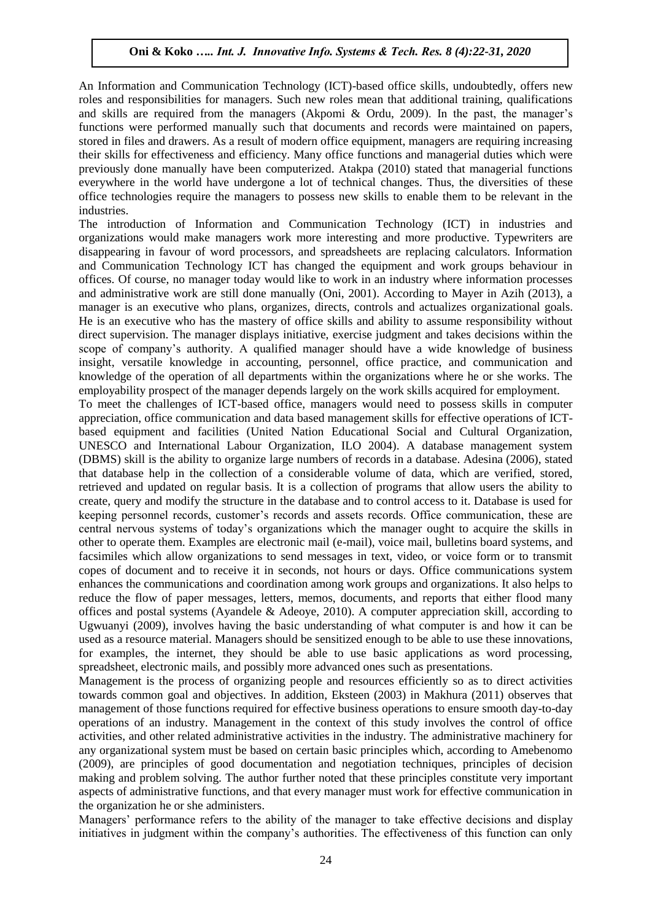An Information and Communication Technology (ICT)-based office skills, undoubtedly, offers new roles and responsibilities for managers. Such new roles mean that additional training, qualifications and skills are required from the managers (Akpomi & Ordu, 2009). In the past, the manager's functions were performed manually such that documents and records were maintained on papers, stored in files and drawers. As a result of modern office equipment, managers are requiring increasing their skills for effectiveness and efficiency. Many office functions and managerial duties which were previously done manually have been computerized. Atakpa (2010) stated that managerial functions everywhere in the world have undergone a lot of technical changes. Thus, the diversities of these office technologies require the managers to possess new skills to enable them to be relevant in the industries.

The introduction of Information and Communication Technology (ICT) in industries and organizations would make managers work more interesting and more productive. Typewriters are disappearing in favour of word processors, and spreadsheets are replacing calculators. Information and Communication Technology ICT has changed the equipment and work groups behaviour in offices. Of course, no manager today would like to work in an industry where information processes and administrative work are still done manually (Oni, 2001). According to Mayer in Azih (2013), a manager is an executive who plans, organizes, directs, controls and actualizes organizational goals. He is an executive who has the mastery of office skills and ability to assume responsibility without direct supervision. The manager displays initiative, exercise judgment and takes decisions within the scope of company's authority. A qualified manager should have a wide knowledge of business insight, versatile knowledge in accounting, personnel, office practice, and communication and knowledge of the operation of all departments within the organizations where he or she works. The employability prospect of the manager depends largely on the work skills acquired for employment.

To meet the challenges of ICT-based office, managers would need to possess skills in computer appreciation, office communication and data based management skills for effective operations of ICT-based equipment and facilities (United Nation Educational Social and Cultural Organization, UNESCO and International Labour Organization, ILO 2004). A database management system (DBMS) skill is the ability to organize large numbers of records in a database. Adesina (2006), stated that database help in the collection of a considerable volume of data, which are verified, stored, retrieved and updated on regular basis. It is a collection of programs that allow users the ability to create, query and modify the structure in the database and to control access to it. Database is used for keeping personnel records, customer's records and assets records. Office communication, these are central nervous systems of today's organizations which the manager ought to acquire the skills in other to operate them. Examples are electronic mail (e-mail), voice mail, bulletins board systems, and facsimiles which allow organizations to send messages in text, video, or voice form or to transmit copes of document and to receive it in seconds, not hours or days. Office communications system enhances the communications and coordination among work groups and organizations. It also helps to reduce the flow of paper messages, letters, memos, documents, and reports that either flood many offices and postal systems (Ayandele & Adeoye, 2010). A computer appreciation skill, according to Ugwuanyi (2009), involves having the basic understanding of what computer is and how it can be used as a resource material. Managers should be sensitized enough to be able to use these innovations, for examples, the internet, they should be able to use basic applications as word processing, spreadsheet, electronic mails, and possibly more advanced ones such as presentations.

Management is the process of organizing people and resources efficiently so as to direct activities towards common goal and objectives. In addition, Eksteen (2003) in Makhura (2011) observes that management of those functions required for effective business operations to ensure smooth day-to-day operations of an industry. Management in the context of this study involves the control of office activities, and other related administrative activities in the industry. The administrative machinery for any organizational system must be based on certain basic principles which, according to Amebenomo (2009), are principles of good documentation and negotiation techniques, principles of decision making and problem solving. The author further noted that these principles constitute very important aspects of administrative functions, and that every manager must work for effective communication in the organization he or she administers.

Managers' performance refers to the ability of the manager to take effective decisions and display initiatives in judgment within the company's authorities. The effectiveness of this function can only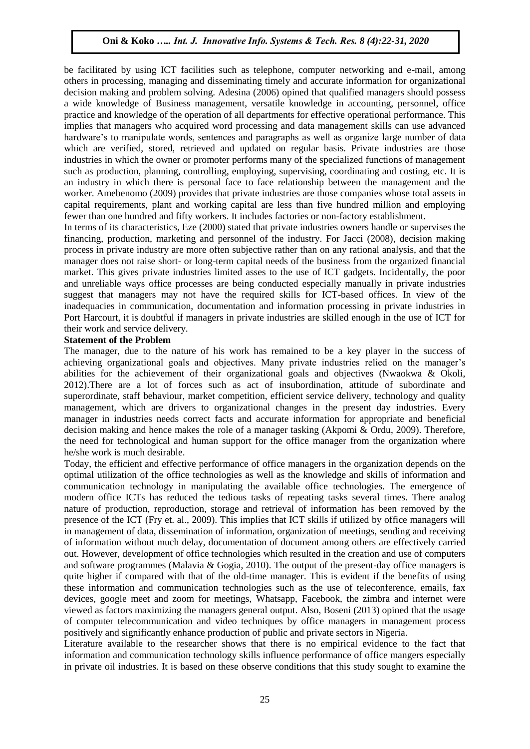be facilitated by using ICT facilities such as telephone, computer networking and e-mail, among others in processing, managing and disseminating timely and accurate information for organizational decision making and problem solving. Adesina (2006) opined that qualified managers should possess a wide knowledge of Business management, versatile knowledge in accounting, personnel, office practice and knowledge of the operation of all departments for effective operational performance. This implies that managers who acquired word processing and data management skills can use advanced hardware's to manipulate words, sentences and paragraphs as well as organize large number of data which are verified, stored, retrieved and updated on regular basis. Private industries are those industries in which the owner or promoter performs many of the specialized functions of management such as production, planning, controlling, employing, supervising, coordinating and costing, etc. It is an industry in which there is personal face to face relationship between the management and the worker. Amebenomo (2009) provides that private industries are those companies whose total assets in capital requirements, plant and working capital are less than five hundred million and employing fewer than one hundred and fifty workers. It includes factories or non-factory establishment.

In terms of its characteristics, Eze (2000) stated that private industries owners handle or supervises the financing, production, marketing and personnel of the industry. For Jacci (2008), decision making process in private industry are more often subjective rather than on any rational analysis, and that the manager does not raise short- or long-term capital needs of the business from the organized financial market. This gives private industries limited asses to the use of ICT gadgets. Incidentally, the poor and unreliable ways office processes are being conducted especially manually in private industries suggest that managers may not have the required skills for ICT-based offices. In view of the inadequacies in communication, documentation and information processing in private industries in Port Harcourt, it is doubtful if managers in private industries are skilled enough in the use of ICT for their work and service delivery.

**Statement of the Problem**

The manager, due to the nature of his work has remained to be a key player in the success of achieving organizational goals and objectives. Many private industries relied on the manager's abilities for the achievement of their organizational goals and objectives (Nwaokwa & Okoli, 2012).There are a lot of forces such as act of insubordination, attitude of subordinate and superordinate, staff behaviour, market competition, efficient service delivery, technology and quality management, which are drivers to organizational changes in the present day industries. Every manager in industries needs correct facts and accurate information for appropriate and beneficial decision making and hence makes the role of a manager tasking (Akpomi & Ordu, 2009). Therefore, the need for technological and human support for the office manager from the organization where he/she work is much desirable.

Today, the efficient and effective performance of office managers in the organization depends on the optimal utilization of the office technologies as well as the knowledge and skills of information and communication technology in manipulating the available office technologies. The emergence of modern office ICTs has reduced the tedious tasks of repeating tasks several times. There analog nature of production, reproduction, storage and retrieval of information has been removed by the presence of the ICT (Fry et. al., 2009). This implies that ICT skills if utilized by office managers will in management of data, dissemination of information, organization of meetings, sending and receiving of information without much delay, documentation of document among others are effectively carried out. However, development of office technologies which resulted in the creation and use of computers and software programmes (Malavia & Gogia, 2010). The output of the present-day office managers is quite higher if compared with that of the old-time manager. This is evident if the benefits of using these information and communication technologies such as the use of teleconference, emails, fax devices, google meet and zoom for meetings, Whatsapp, Facebook, the zimbra and internet were viewed as factors maximizing the managers general output. Also, Boseni (2013) opined that the usage of computer telecommunication and video techniques by office managers in management process positively and significantly enhance production of public and private sectors in Nigeria.

Literature available to the researcher shows that there is no empirical evidence to the fact that information and communication technology skills influence performance of office mangers especially in private oil industries. It is based on these observe conditions that this study sought to examine the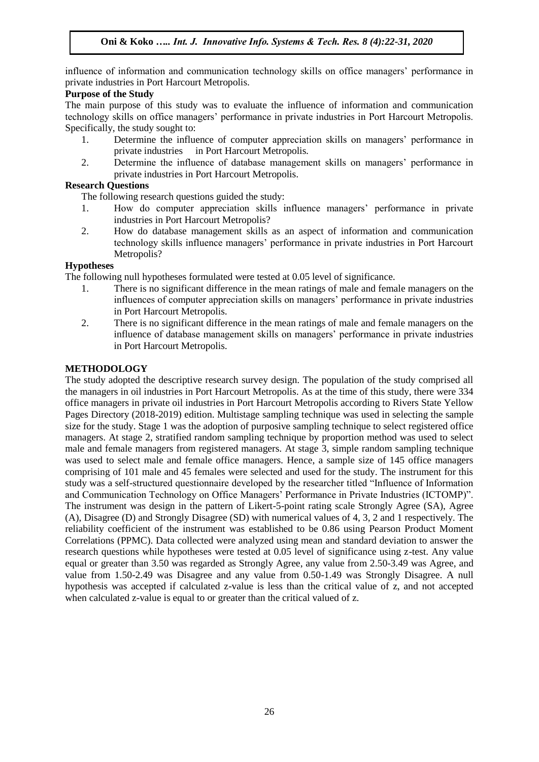influence of information and communication technology skills on office managers' performance in private industries in Port Harcourt Metropolis.

**Purpose of the Study**

The main purpose of this study was to evaluate the influence of information and communication technology skills on office managers' performance in private industries in Port Harcourt Metropolis. Specifically, the study sought to:

1. Determine the influence of computer appreciation skills on managers' performance in private industries in Port Harcourt Metropolis.
2. Determine the influence of database management skills on managers' performance in private industries in Port Harcourt Metropolis.

**Research Questions**

The following research questions guided the study:

1. How do computer appreciation skills influence managers' performance in private industries in Port Harcourt Metropolis?
2. How do database management skills as an aspect of information and communication technology skills influence managers' performance in private industries in Port Harcourt Metropolis?

**Hypotheses**

The following null hypotheses formulated were tested at 0.05 level of significance.

1. There is no significant difference in the mean ratings of male and female managers on the influences of computer appreciation skills on managers' performance in private industries in Port Harcourt Metropolis.
2. There is no significant difference in the mean ratings of male and female managers on the influence of database management skills on managers' performance in private industries in Port Harcourt Metropolis.

## METHODOLOGY

The study adopted the descriptive research survey design. The population of the study comprised all the managers in oil industries in Port Harcourt Metropolis. As at the time of this study, there were 334 office managers in private oil industries in Port Harcourt Metropolis according to Rivers State Yellow Pages Directory (2018-2019) edition. Multistage sampling technique was used in selecting the sample size for the study. Stage 1 was the adoption of purposive sampling technique to select registered office managers. At stage 2, stratified random sampling technique by proportion method was used to select male and female managers from registered managers. At stage 3, simple random sampling technique was used to select male and female office managers. Hence, a sample size of 145 office managers comprising of 101 male and 45 females were selected and used for the study. The instrument for this study was a self-structured questionnaire developed by the researcher titled "Influence of Information and Communication Technology on Office Managers' Performance in Private Industries (ICTOMP)". The instrument was design in the pattern of Likert-5-point rating scale Strongly Agree (SA), Agree (A), Disagree (D) and Strongly Disagree (SD) with numerical values of 4, 3, 2 and 1 respectively. The reliability coefficient of the instrument was established to be 0.86 using Pearson Product Moment Correlations (PPMC). Data collected were analyzed using mean and standard deviation to answer the research questions while hypotheses were tested at 0.05 level of significance using z-test. Any value equal or greater than 3.50 was regarded as Strongly Agree, any value from 2.50-3.49 was Agree, and value from 1.50-2.49 was Disagree and any value from 0.50-1.49 was Strongly Disagree. A null hypothesis was accepted if calculated z-value is less than the critical value of z, and not accepted when calculated z-value is equal to or greater than the critical valued of z.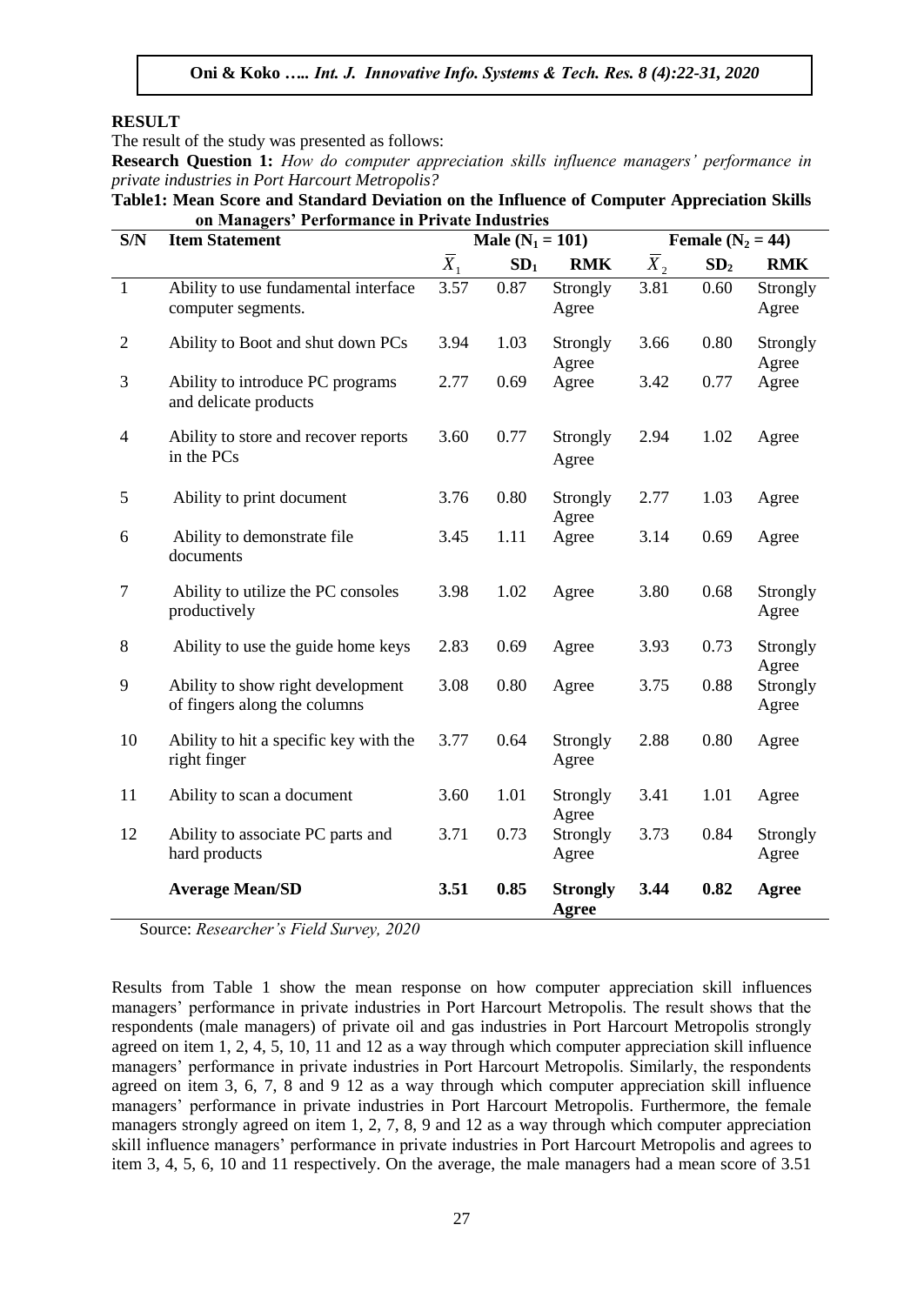## RESULT

The result of the study was presented as follows:

**Research Question 1:** *How do computer appreciation skills influence managers' performance in private industries in Port Harcourt Metropolis?*

**Table1: Mean Score and Standard Deviation on the Influence of Computer Appreciation Skills on Managers' Performance in Private Industries**

| S/N | Item Statement | Male ($N_1 = 101$) | | | Female ($N_2 = 44$) | | |
|---|---|---|---|---|---|---|---|
| | | $\overline{X}_1$ | $SD_1$ | RMK | $\overline{X}_2$ | $SD_2$ | RMK |
| 1 | Ability to use fundamental interface computer segments. | 3.57 | 0.87 | Strongly Agree | 3.81 | 0.60 | Strongly Agree |
| 2 | Ability to Boot and shut down PCs | 3.94 | 1.03 | Strongly Agree | 3.66 | 0.80 | Strongly Agree |
| 3 | Ability to introduce PC programs and delicate products | 2.77 | 0.69 | Agree | 3.42 | 0.77 | Agree |
| 4 | Ability to store and recover reports in the PCs | 3.60 | 0.77 | Strongly Agree | 2.94 | 1.02 | Agree |
| 5 | Ability to print document | 3.76 | 0.80 | Strongly Agree | 2.77 | 1.03 | Agree |
| 6 | Ability to demonstrate file documents | 3.45 | 1.11 | Agree | 3.14 | 0.69 | Agree |
| 7 | Ability to utilize the PC consoles productively | 3.98 | 1.02 | Agree | 3.80 | 0.68 | Strongly Agree |
| 8 | Ability to use the guide home keys | 2.83 | 0.69 | Agree | 3.93 | 0.73 | Strongly Agree |
| 9 | Ability to show right development of fingers along the columns | 3.08 | 0.80 | Agree | 3.75 | 0.88 | Strongly Agree |
| 10 | Ability to hit a specific key with the right finger | 3.77 | 0.64 | Strongly Agree | 2.88 | 0.80 | Agree |
| 11 | Ability to scan a document | 3.60 | 1.01 | Strongly Agree | 3.41 | 1.01 | Agree |
| 12 | Ability to associate PC parts and hard products | 3.71 | 0.73 | Strongly Agree | 3.73 | 0.84 | Strongly Agree |
| | **Average Mean/SD** | **3.51** | **0.85** | **Strongly Agree** | **3.44** | **0.82** | **Agree** |

Source: *Researcher's Field Survey, 2020*

Results from Table 1 show the mean response on how computer appreciation skill influences managers' performance in private industries in Port Harcourt Metropolis. The result shows that the respondents (male managers) of private oil and gas industries in Port Harcourt Metropolis strongly agreed on item 1, 2, 4, 5, 10, 11 and 12 as a way through which computer appreciation skill influence managers' performance in private industries in Port Harcourt Metropolis. Similarly, the respondents agreed on item 3, 6, 7, 8 and 9 12 as a way through which computer appreciation skill influence managers' performance in private industries in Port Harcourt Metropolis. Furthermore, the female managers strongly agreed on item 1, 2, 7, 8, 9 and 12 as a way through which computer appreciation skill influence managers' performance in private industries in Port Harcourt Metropolis and agrees to item 3, 4, 5, 6, 10 and 11 respectively. On the average, the male managers had a mean score of 3.51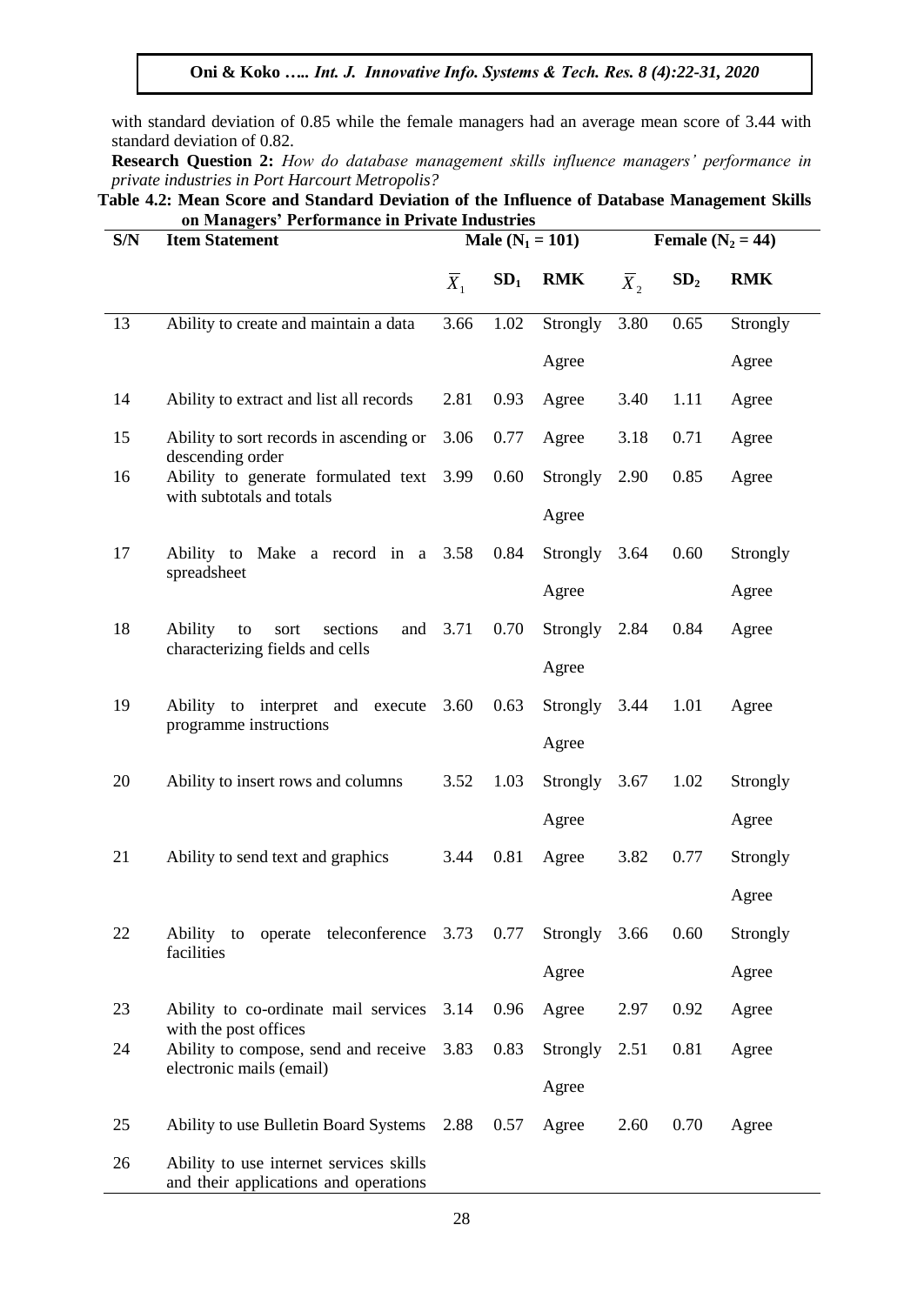with standard deviation of 0.85 while the female managers had an average mean score of 3.44 with standard deviation of 0.82.

**Research Question 2:** *How do database management skills influence managers' performance in private industries in Port Harcourt Metropolis?*

**Table 4.2: Mean Score and Standard Deviation of the Influence of Database Management Skills on Managers' Performance in Private Industries**

| S/N | Item Statement | Male ($N_1 = 101$) | | | Female ($N_2 = 44$) | | |
|---|---|---|---|---|---|---|---|
| | | $\overline{X}_1$ | $SD_1$ | RMK | $\overline{X}_2$ | $SD_2$ | RMK |
| 13 | Ability to create and maintain a data | 3.66 | 1.02 | Strongly Agree | 3.80 | 0.65 | Strongly Agree |
| 14 | Ability to extract and list all records | 2.81 | 0.93 | Agree | 3.40 | 1.11 | Agree |
| 15 | Ability to sort records in ascending or descending order | 3.06 | 0.77 | Agree | 3.18 | 0.71 | Agree |
| 16 | Ability to generate formulated text with subtotals and totals | 3.99 | 0.60 | Strongly Agree | 2.90 | 0.85 | Agree |
| 17 | Ability to Make a record in a spreadsheet | 3.58 | 0.84 | Strongly Agree | 3.64 | 0.60 | Strongly Agree |
| 18 | Ability to sort sections and characterizing fields and cells | 3.71 | 0.70 | Strongly Agree | 2.84 | 0.84 | Agree |
| 19 | Ability to interpret and execute programme instructions | 3.60 | 0.63 | Strongly Agree | 3.44 | 1.01 | Agree |
| 20 | Ability to insert rows and columns | 3.52 | 1.03 | Strongly Agree | 3.67 | 1.02 | Strongly Agree |
| 21 | Ability to send text and graphics | 3.44 | 0.81 | Agree | 3.82 | 0.77 | Strongly Agree |
| 22 | Ability to operate teleconference facilities | 3.73 | 0.77 | Strongly Agree | 3.66 | 0.60 | Strongly Agree |
| 23 | Ability to co-ordinate mail services with the post offices | 3.14 | 0.96 | Agree | 2.97 | 0.92 | Agree |
| 24 | Ability to compose, send and receive electronic mails (email) | 3.83 | 0.83 | Strongly Agree | 2.51 | 0.81 | Agree |
| 25 | Ability to use Bulletin Board Systems | 2.88 | 0.57 | Agree | 2.60 | 0.70 | Agree |
| 26 | Ability to use internet services skills and their applications and operations | | | | | | |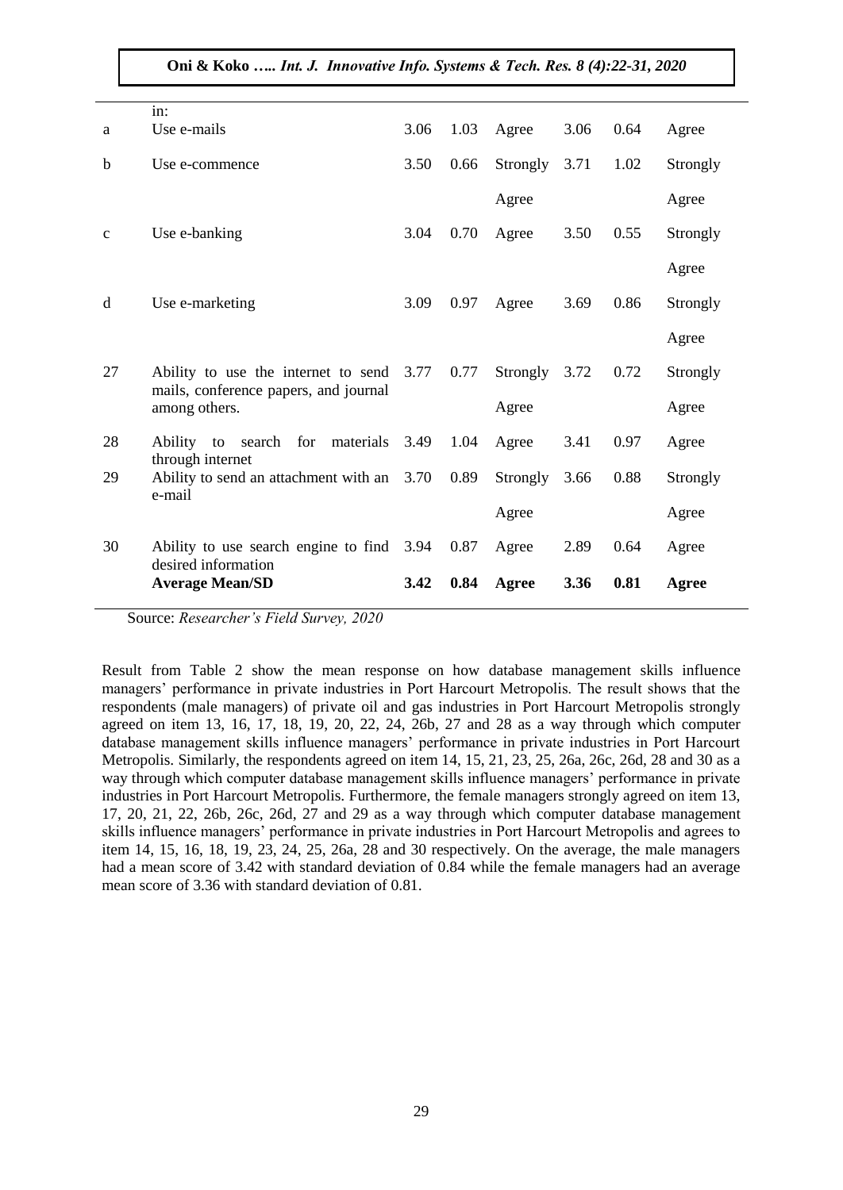| | | | | | | | |
|---|---|---|---|---|---|---|---|
| | in: | | | | | | |
| a | Use e-mails | 3.06 | 1.03 | Agree | 3.06 | 0.64 | Agree |
| b | Use e-commence | 3.50 | 0.66 | Strongly Agree | 3.71 | 1.02 | Strongly Agree |
| c | Use e-banking | 3.04 | 0.70 | Agree | 3.50 | 0.55 | Strongly Agree |
| d | Use e-marketing | 3.09 | 0.97 | Agree | 3.69 | 0.86 | Strongly Agree |
| 27 | Ability to use the internet to send mails, conference papers, and journal among others. | 3.77 | 0.77 | Strongly Agree | 3.72 | 0.72 | Strongly Agree |
| 28 | Ability to search for materials through internet | 3.49 | 1.04 | Agree | 3.41 | 0.97 | Agree |
| 29 | Ability to send an attachment with an e-mail | 3.70 | 0.89 | Strongly Agree | 3.66 | 0.88 | Strongly Agree |
| 30 | Ability to use search engine to find desired information | 3.94 | 0.87 | Agree | 2.89 | 0.64 | Agree |
| | **Average Mean/SD** | **3.42** | **0.84** | **Agree** | **3.36** | **0.81** | **Agree** |

Source: *Researcher's Field Survey, 2020*

Result from Table 2 show the mean response on how database management skills influence managers' performance in private industries in Port Harcourt Metropolis. The result shows that the respondents (male managers) of private oil and gas industries in Port Harcourt Metropolis strongly agreed on item 13, 16, 17, 18, 19, 20, 22, 24, 26b, 27 and 28 as a way through which computer database management skills influence managers' performance in private industries in Port Harcourt Metropolis. Similarly, the respondents agreed on item 14, 15, 21, 23, 25, 26a, 26c, 26d, 28 and 30 as a way through which computer database management skills influence managers' performance in private industries in Port Harcourt Metropolis. Furthermore, the female managers strongly agreed on item 13, 17, 20, 21, 22, 26b, 26c, 26d, 27 and 29 as a way through which computer database management skills influence managers' performance in private industries in Port Harcourt Metropolis and agrees to item 14, 15, 16, 18, 19, 23, 24, 25, 26a, 28 and 30 respectively. On the average, the male managers had a mean score of 3.42 with standard deviation of 0.84 while the female managers had an average mean score of 3.36 with standard deviation of 0.81.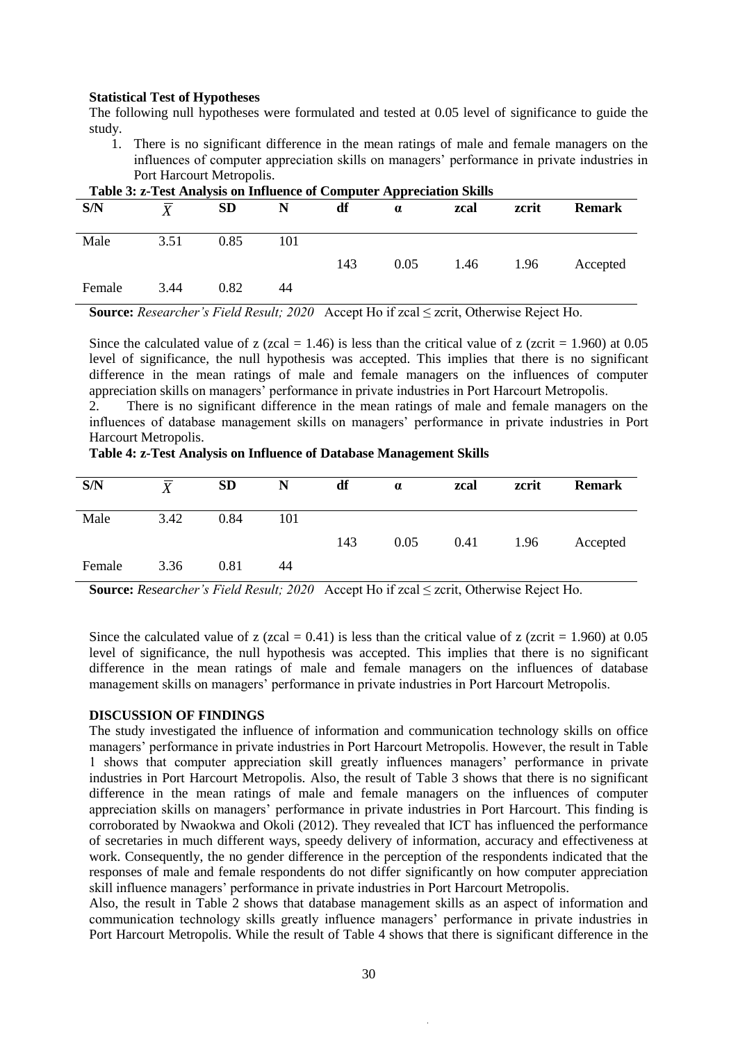**Statistical Test of Hypotheses**

The following null hypotheses were formulated and tested at 0.05 level of significance to guide the study.

1. There is no significant difference in the mean ratings of male and female managers on the influences of computer appreciation skills on managers' performance in private industries in Port Harcourt Metropolis.

**Table 3: z-Test Analysis on Influence of Computer Appreciation Skills**

| S/N | $\overline{X}$ | SD | N | df | α | zcal | zcrit | Remark |
|---|---|---|---|---|---|---|---|---|
| Male | 3.51 | 0.85 | 101 | | | | | |
| | | | | 143 | 0.05 | 1.46 | 1.96 | Accepted |
| Female | 3.44 | 0.82 | 44 | | | | | |

**Source:** *Researcher's Field Result; 2020* Accept Ho if zcal ≤ zcrit, Otherwise Reject Ho.

Since the calculated value of z (zcal = 1.46) is less than the critical value of z (zcrit = 1.960) at 0.05 level of significance, the null hypothesis was accepted. This implies that there is no significant difference in the mean ratings of male and female managers on the influences of computer appreciation skills on managers' performance in private industries in Port Harcourt Metropolis.

2. There is no significant difference in the mean ratings of male and female managers on the influences of database management skills on managers' performance in private industries in Port Harcourt Metropolis.

**Table 4: z-Test Analysis on Influence of Database Management Skills**

| S/N | $\overline{X}$ | SD | N | df | α | zcal | zcrit | Remark |
|---|---|---|---|---|---|---|---|---|
| Male | 3.42 | 0.84 | 101 | | | | | |
| | | | | 143 | 0.05 | 0.41 | 1.96 | Accepted |
| Female | 3.36 | 0.81 | 44 | | | | | |

**Source:** *Researcher's Field Result; 2020* Accept Ho if zcal ≤ zcrit, Otherwise Reject Ho.

Since the calculated value of z (zcal = 0.41) is less than the critical value of z (zcrit = 1.960) at 0.05 level of significance, the null hypothesis was accepted. This implies that there is no significant difference in the mean ratings of male and female managers on the influences of database management skills on managers' performance in private industries in Port Harcourt Metropolis.

**DISCUSSION OF FINDINGS**

The study investigated the influence of information and communication technology skills on office managers' performance in private industries in Port Harcourt Metropolis. However, the result in Table 1 shows that computer appreciation skill greatly influences managers' performance in private industries in Port Harcourt Metropolis. Also, the result of Table 3 shows that there is no significant difference in the mean ratings of male and female managers on the influences of computer appreciation skills on managers' performance in private industries in Port Harcourt. This finding is corroborated by Nwaokwa and Okoli (2012). They revealed that ICT has influenced the performance of secretaries in much different ways, speedy delivery of information, accuracy and effectiveness at work. Consequently, the no gender difference in the perception of the respondents indicated that the responses of male and female respondents do not differ significantly on how computer appreciation skill influence managers' performance in private industries in Port Harcourt Metropolis.

Also, the result in Table 2 shows that database management skills as an aspect of information and communication technology skills greatly influence managers' performance in private industries in Port Harcourt Metropolis. While the result of Table 4 shows that there is significant difference in the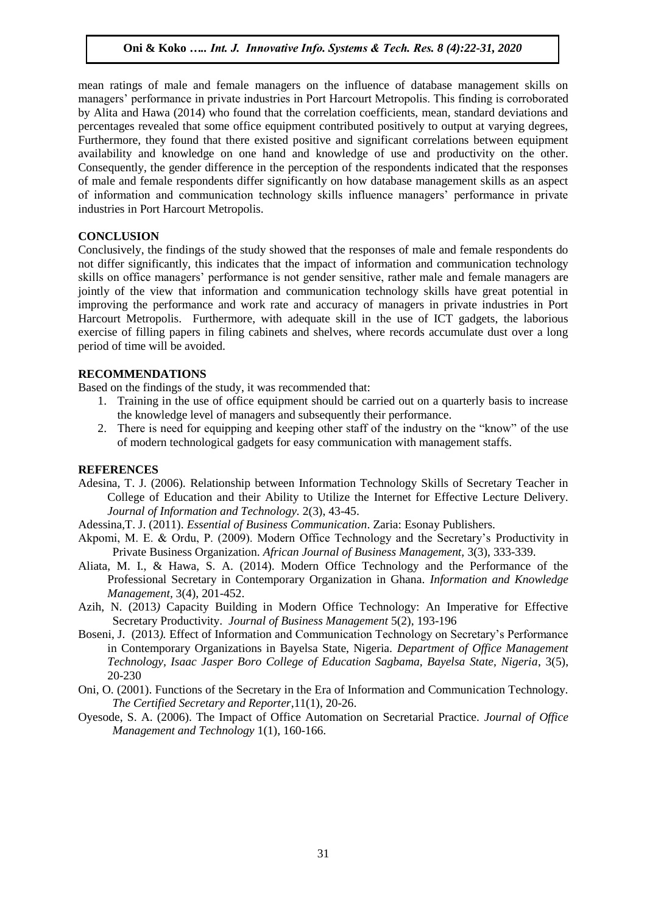mean ratings of male and female managers on the influence of database management skills on managers' performance in private industries in Port Harcourt Metropolis. This finding is corroborated by Alita and Hawa (2014) who found that the correlation coefficients, mean, standard deviations and percentages revealed that some office equipment contributed positively to output at varying degrees, Furthermore, they found that there existed positive and significant correlations between equipment availability and knowledge on one hand and knowledge of use and productivity on the other. Consequently, the gender difference in the perception of the respondents indicated that the responses of male and female respondents differ significantly on how database management skills as an aspect of information and communication technology skills influence managers' performance in private industries in Port Harcourt Metropolis.

## CONCLUSION

Conclusively, the findings of the study showed that the responses of male and female respondents do not differ significantly, this indicates that the impact of information and communication technology skills on office managers' performance is not gender sensitive, rather male and female managers are jointly of the view that information and communication technology skills have great potential in improving the performance and work rate and accuracy of managers in private industries in Port Harcourt Metropolis. Furthermore, with adequate skill in the use of ICT gadgets, the laborious exercise of filling papers in filing cabinets and shelves, where records accumulate dust over a long period of time will be avoided.

## RECOMMENDATIONS

Based on the findings of the study, it was recommended that:

1. Training in the use of office equipment should be carried out on a quarterly basis to increase the knowledge level of managers and subsequently their performance.
2. There is need for equipping and keeping other staff of the industry on the "know" of the use of modern technological gadgets for easy communication with management staffs.

## REFERENCES

Adesina, T. J. (2006). Relationship between Information Technology Skills of Secretary Teacher in College of Education and their Ability to Utilize the Internet for Effective Lecture Delivery. *Journal of Information and Technology.* 2(3), 43-45.

Adessina,T. J. (2011). *Essential of Business Communication*. Zaria: Esonay Publishers.

Akpomi, M. E. & Ordu, P. (2009). Modern Office Technology and the Secretary's Productivity in Private Business Organization. *African Journal of Business Management,* 3(3), 333-339.

Aliata, M. I., & Hawa, S. A. (2014). Modern Office Technology and the Performance of the Professional Secretary in Contemporary Organization in Ghana. *Information and Knowledge Management*, 3(4), 201-452.

Azih, N. (2013*)* Capacity Building in Modern Office Technology: An Imperative for Effective Secretary Productivity. *Journal of Business Management* 5(2), 193-196

Boseni, J. (2013*).* Effect of Information and Communication Technology on Secretary's Performance in Contemporary Organizations in Bayelsa State, Nigeria. *Department of Office Management Technology, Isaac Jasper Boro College of Education Sagbama, Bayelsa State, Nigeria*, 3(5), 20-230

Oni, O. (2001). Functions of the Secretary in the Era of Information and Communication Technology. *The Certified Secretary and Reporter*,11(1), 20-26.

Oyesode, S. A. (2006). The Impact of Office Automation on Secretarial Practice. *Journal of Office Management and Technology* 1(1), 160-166.